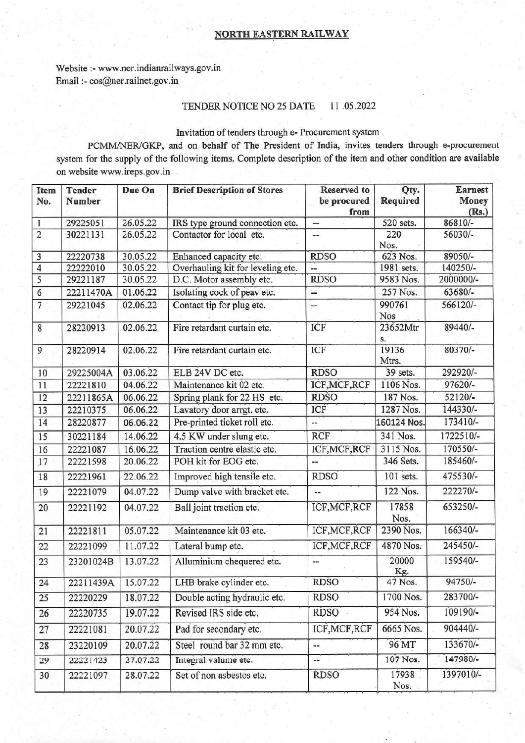## NORTH EASTERN RAILWAY

Website :- www.ner.indianrailways.gov.in
Email :- cos@ner.railnet.gov.in

TENDER NOTICE NO 25 DATE 11 .05.2022

Invitation of tenders through e- Procurement system

PCMM/NER/GKP, and on behalf of The President of India, invites tenders through e-procurement system for the supply of the following items. Complete description of the item and other condition are available on website www.ireps.gov.in

| Item No. | Tender Number | Due On | Brief Description of Stores | Reserved to be procured from | Qty. Required | Earnest Money (Rs.) |
|---|---|---|---|---|---|---|
| 1 | 29225051 | 26.05.22 | IRS type ground connection etc. | -- | 520 sets. | 86810/- |
| 2 | 30221131 | 26.05.22 | Contactor for local etc. | -- | 220 Nos. | 56030/- |
| 3 | 22220738 | 30.05.22 | Enhanced capacity etc. | RDSO | 623 Nos. | 89050/- |
| 4 | 22222010 | 30.05.22 | Overhauling kit for leveling etc. | -- | 1981 sets. | 140250/- |
| 5 | 29221187 | 30.05.22 | D.C. Motor assembly etc. | RDSO | 9583 Nos. | 2000000/- |
| 6 | 22211470A | 01.06.22 | Isolating cock of peav etc. | -- | 257 Nos. | 63680/- |
| 7 | 29221045 | 02.06.22 | Contact tip for plug etc. | -- | 990761 Nos | 566120/- |
| 8 | 28220913 | 02.06.22 | Fire retardant curtain etc. | ICF | 23652Mtrs. | 89440/- |
| 9 | 28220914 | 02.06.22 | Fire retardant curtain etc. | ICF | 19136 Mtrs. | 80370/- |
| 10 | 29225004A | 03.06.22 | ELB 24V DC etc. | RDSO | 39 sets. | 292920/- |
| 11 | 22221810 | 04.06.22 | Maintenance kit 02 etc. | ICF,MCF,RCF | 1106 Nos. | 97620/- |
| 12 | 22211865A | 06.06.22 | Spring plank for 22 HS etc. | RDSO | 187 Nos. | 52120/- |
| 13 | 22210375 | 06.06.22 | Lavatory door arrgt. etc. | ICF | 1287 Nos. | 144330/- |
| 14 | 28220877 | 06.06.22 | Pre-printed ticket roll etc. | -- | 160124 Nos. | 173410/- |
| 15 | 30221184 | 14.06.22 | 4.5 KW under slung etc. | RCF | 341 Nos. | 1722510/- |
| 16 | 22221087 | 16.06.22 | Traction centre elastic etc. | ICF,MCF,RCF | 3115 Nos. | 170550/- |
| 17 | 22221598 | 20.06.22 | POH kit for EOG etc. | -- | 346 Sets. | 185460/- |
| 18 | 22221961 | 22.06.22 | Improved high tensile etc. | RDSO | 101 sets. | 475530/- |
| 19 | 22221079 | 04.07.22 | Dump valve with bracket etc. | -- | 122 Nos. | 222270/- |
| 20 | 22221192 | 04.07.22 | Ball joint traction etc. | ICF,MCF,RCF | 17858 Nos. | 653250/- |
| 21 | 22221811 | 05.07.22 | Maintenance kit 03 etc. | ICF,MCF,RCF | 2390 Nos. | 166340/- |
| 22 | 22221099 | 11.07.22 | Lateral bump etc. | ICF,MCF,RCF | 4870 Nos. | 245450/- |
| 23 | 23201024B | 13.07.22 | Alluminium chequered etc. | -- | 20000 Kg. | 159540/- |
| 24 | 22211439A | 15.07.22 | LHB brake cylinder etc. | RDSO | 47 Nos. | 94750/- |
| 25 | 22220229 | 18.07.22 | Double acting hydraulic etc. | RDSO | 1700 Nos. | 283700/- |
| 26 | 22220735 | 19.07.22 | Revised IRS side etc. | RDSO | 954 Nos. | 109190/- |
| 27 | 22221081 | 20.07.22 | Pad for secondary etc. | ICF,MCF,RCF | 6665 Nos. | 904440/- |
| 28 | 23220109 | 20.07.22 | Steel round bar 32 mm etc. | -- | 96 MT | 133670/- |
| 29 | 22221423 | 27.07.22 | Integral valume etc. | -- | 107 Nos. | 147980/- |
| 30 | 22221097 | 28.07.22 | Set of non asbestos etc. | RDSO | 17938 Nos. | 1397010/- |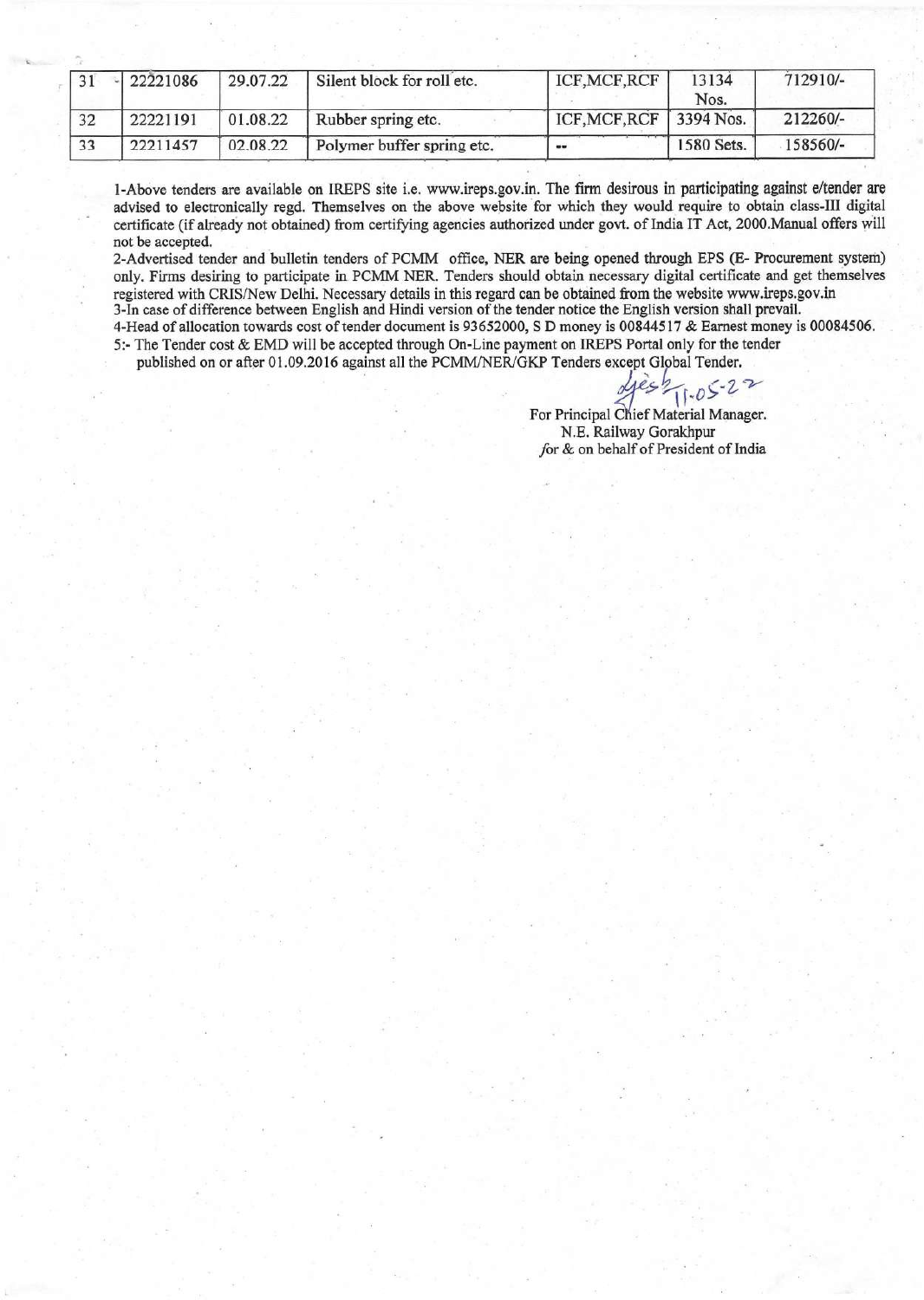| 31 | 22221086 | 29.07.22 | Silent block for roll etc. | ICF,MCF,RCF | 13134 Nos. | 712910/- |
|---|---|---|---|---|---|---|
| 32 | 22221191 | 01.08.22 | Rubber spring etc. | ICF,MCF,RCF | 3394 Nos. | 212260/- |
| 33 | 22211457 | 02.08.22 | Polymer buffer spring etc. | -- | 1580 Sets. | 158560/- |

1-Above tenders are available on IREPS site i.e. www.ireps.gov.in. The firm desirous in participating against e/tender are advised to electronically regd. Themselves on the above website for which they would require to obtain class-III digital certificate (if already not obtained) from certifying agencies authorized under govt. of India IT Act, 2000.Manual offers will not be accepted.

2-Advertised tender and bulletin tenders of PCMM office, NER are being opened through EPS (E- Procurement system) only. Firms desiring to participate in PCMM NER. Tenders should obtain necessary digital certificate and get themselves registered with CRIS/New Delhi. Necessary details in this regard can be obtained from the website www.ireps.gov.in

3-In case of difference between English and Hindi version of the tender notice the English version shall prevail.

4-Head of allocation towards cost of tender document is 93652000, S D money is 00844517 & Earnest money is 00084506.

5:- The Tender cost & EMD will be accepted through On-Line payment on IREPS Portal only for the tender published on or after 01.09.2016 against all the PCMM/NER/GKP Tenders except Global Tender.

11-05-22

For Principal Chief Material Manager.
N.E. Railway Gorakhpur
for & on behalf of President of India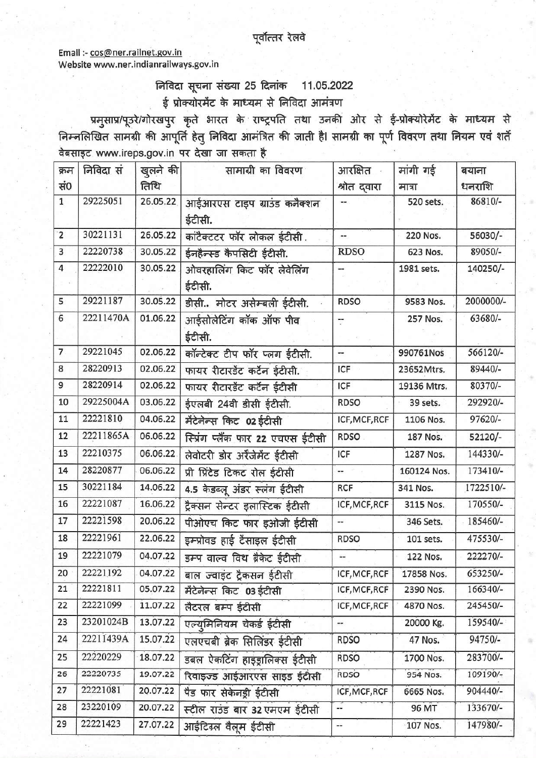पूर्वोत्तर रेलवे

Email :- cos@ner.railnet.gov.in
Website www.ner.indianrailways.gov.in

## निविदा सूचना संख्या 25 दिनांक 11.05.2022

### ई प्रोक्योरमेंट के माध्यम से निविदा आमंत्रण

प्रमुसाप्र/पूउरे/गोरखपुर कृते भारत के राष्ट्रपति तथा उनकी ओर से ई-प्रोक्योरेमेंट के माध्यम से निम्नलिखित सामग्री की आपूर्ति हेतु निविदा आमंत्रित की जाती है। सामग्री का पूर्ण विवरण तथा नियम एवं शर्तें वेबसाइट www.ireps.gov.in पर देखा जा सकता है

| क्रम सं0 | निविदा सं | खुलने की तिथि | सामाग्री का विवरण | आरक्षित श्रोत द्वारा | मांगी गई मात्रा | बयाना धनराशि |
|---|---|---|---|---|---|---|
| 1 | 29225051 | 26.05.22 | आईआरएस टाइप ग्राउंड कनैक्शन ईटीसी. | -- | 520 sets. | 86810/- |
| 2 | 30221131 | 26.05.22 | कांटैक्टर फॉर लोकल ईटीसी. | -- | 220 Nos. | 56030/- |
| 3 | 22220738 | 30.05.22 | ईनहैन्स्ड कैपसिटी ईटीसी. | RDSO | 623 Nos. | 89050/- |
| 4 | 22222010 | 30.05.22 | ओवरहालिंग किट फॉर लेवेलिंग ईटीसी. | -- | 1981 sets. | 140250/- |
| 5 | 29221187 | 30.05.22 | डीसी.. मोटर असेम्बली ईटीसी. | RDSO | 9583 Nos. | 2000000/- |
| 6 | 22211470A | 01.06.22 | आईसोलेटिंग कॉक ऑफ पीव ईटीसी. | -- | 257 Nos. | 63680/- |
| 7 | 29221045 | 02.06.22 | कॉन्टेक्ट टीप फॉर प्लग ईटीसी. | -- | 990761Nos | 566120/- |
| 8 | 28220913 | 02.06.22 | फायर रीटारडेंट कर्टन ईटीसी. | ICF | 23652Mtrs. | 89440/- |
| 9 | 28220914 | 02.06.22 | फायर रीटारडेंट कर्टन ईटीसी | ICF | 19136 Mtrs. | 80370/- |
| 10 | 29225004A | 03.06.22 | ईएलबी 24वी डीसी ईटीसी. | RDSO | 39 sets. | 292920/- |
| 11 | 22221810 | 04.06.22 | मेंटेनेन्स किट 02 ईटीसी | ICF,MCF,RCF | 1106 Nos. | 97620/- |
| 12 | 22211865A | 06.06.22 | स्प्रिंग प्लैंक फार 22 एचएस ईटीसी | RDSO | 187 Nos. | 52120/- |
| 13 | 22210375 | 06.06.22 | लेवोटरी डोर अरेंजमेंट ईटीसी | ICF | 1287 Nos. | 144330/- |
| 14 | 28220877 | 06.06.22 | प्री प्रिंटेड टिकट रोल ईटीसी | -- | 160124 Nos. | 173410/- |
| 15 | 30221184 | 14.06.22 | 4.5 केडब्लू अंडर स्लंग ईटीसी | RCF | 341 Nos. | 1722510/- |
| 16 | 22221087 | 16.06.22 | ट्रैक्सन सेन्टर इलास्टिक ईटीसी | ICF,MCF,RCF | 3115 Nos. | 170550/- |
| 17 | 22221598 | 20.06.22 | पीओएच किट फार इओजी ईटीसी | -- | 346 Sets. | 185460/- |
| 18 | 22221961 | 22.06.22 | इम्प्रोवड हाई टेंसाइल ईटीसी | RDSO | 101 sets. | 475530/- |
| 19 | 22221079 | 04.07.22 | डम्प वाल्व विथ ब्रैकेट ईटीसी | -- | 122 Nos. | 222270/- |
| 20 | 22221192 | 04.07.22 | बाल ज्वाइंट ट्रैकसन ईटीसी | ICF,MCF,RCF | 17858 Nos. | 653250/- |
| 21 | 22221811 | 05.07.22 | मेंटेनेन्स किट 03 ईटीसी | ICF,MCF,RCF | 2390 Nos. | 166340/- |
| 22 | 22221099 | 11.07.22 | लैटरल बम्प ईटीसी | ICF,MCF,RCF | 4870 Nos. | 245450/- |
| 23 | 23201024B | 13.07.22 | एल्युमिनियम चेकर्ड ईटीसी | -- | 20000 Kg. | 159540/- |
| 24 | 22211439A | 15.07.22 | एलएचबी ब्रेक सिलिंडर ईटीसी | RDSO | 47 Nos. | 94750/- |
| 25 | 22220229 | 18.07.22 | डबल ऐकटिंग हाइड्रालिक्स ईटीसी | RDSO | 1700 Nos. | 283700/- |
| 26 | 22220735 | 19.07.22 | रिवाइज्ड आईआरएस साइड ईटीसी | RDSO | 954 Nos. | 109190/- |
| 27 | 22221081 | 20.07.22 | पैड फार सेकेनड्री ईटीसी | ICF,MCF,RCF | 6665 Nos. | 904440/- |
| 28 | 23220109 | 20.07.22 | स्टील राउंड बार 32 एमएम ईटीसी | -- | 96 MT | 133670/- |
| 29 | 22221423 | 27.07.22 | आईटिग्रल वैलूम ईटीसी | -- | 107 Nos. | 147980/- |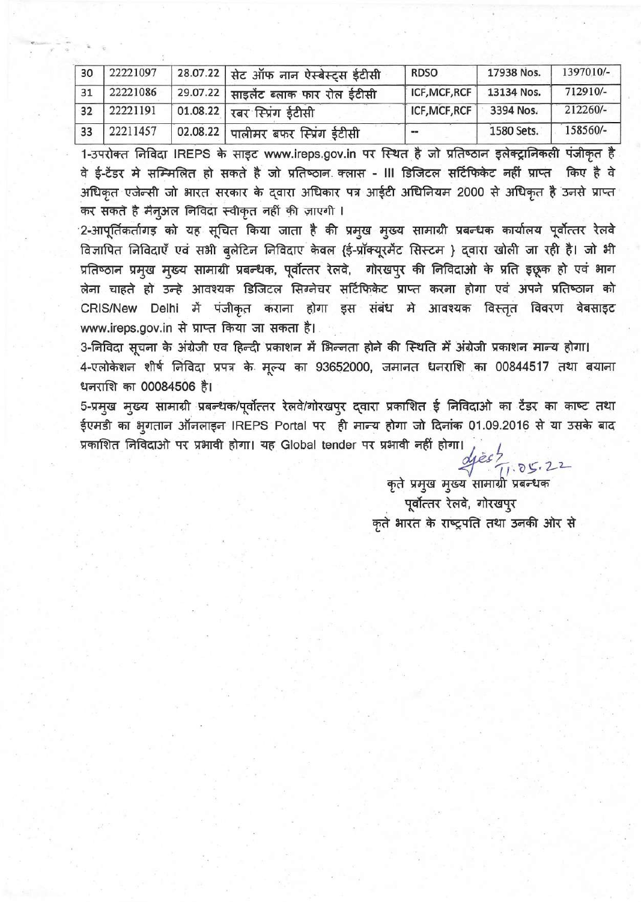| | | | | | | |
|---|---|---|---|---|---|---|
| 30 | 22221097 | 28.07.22 | सेट ऑफ नान ऐस्बेस्ट्स ईटीसी | RDSO | 17938 Nos. | 1397010/- |
| 31 | 22221086 | 29.07.22 | साइलेंट ब्लाक फार रोल ईटीसी | ICF,MCF,RCF | 13134 Nos. | 712910/- |
| 32 | 22221191 | 01.08.22 | रबर स्प्रिंग ईटीसी | ICF,MCF,RCF | 3394 Nos. | 212260/- |
| 33 | 22211457 | 02.08.22 | पालीमर बफर स्प्रिंग ईटीसी | -- | 1580 Sets. | 158560/- |

1-उपरोक्त निविदा IREPS के साइट www.ireps.gov.in पर स्थित है जो प्रतिष्ठान इलेक्ट्रानिकली पंजीकृत है वे ई-टेंडर मे सम्मिलित हो सकते है जो प्रतिष्ठान क्लास - III डिजिटल सर्टिफिकेट नहीं प्राप्त किए है वे अधिकृत एजेन्सी जो भारत सरकार के द्वारा अधिकार पत्र आईटी अधिनियम 2000 से अधिकृत है उनसे प्राप्त कर सकते है मैनुअल निविदा स्वीकृत नहीं की जाएगी ।

2-आपूर्तिकर्तागड़ को यह सूचित किया जाता है की प्रमुख मुख्य सामाग्री प्रबन्धक कार्यालय पूर्वोत्तर रेलवे विज्ञापित निविदाएँ एवं सभी बुलेटिन निविदाए केवल {ई-प्रॉक्यूरमेंट सिस्टम } द्वारा खोली जा रही है। जो भी प्रतिष्ठान प्रमुख मुख्य सामाग्री प्रबन्धक, पूर्वोत्तर रेलवे, गोरखपुर की निविदाओ के प्रति इछूक हो एवं भाग लेना चाहते हो उन्हे आवश्यक डिजिटल सिग्नेचर सर्टिफिकेट प्राप्त करना होगा एवं अपने प्रतिष्ठान को CRIS/New Delhi में पंजीकृत कराना होगा इस संबंध मे आवश्यक विस्तृत विवरण वेबसाइट www.ireps.gov.in से प्राप्त किया जा सकता है।

3-निविदा सूचना के अंग्रेजी एव हिन्दी प्रकाशन में भिन्नता होने की स्थिति में अंग्रेजी प्रकाशन मान्य होगा।

4-एलोकेशन शीर्ष निविदा प्रपत्र के मूल्य का 93652000, जमानत धनराशि का 00844517 तथा बयाना धनराशि का 00084506 है।

5-प्रमुख मुख्य सामाग्री प्रबन्धक/पूर्वोत्तर रेलवे/गोरखपुर द्वारा प्रकाशित ई निविदाओ का टेंडर का काष्ट तथा ईएमडी का भुगतान ऑनलाइन IREPS Portal पर ही मान्य होगा जो दिनांक 01.09.2016 से या उसके बाद प्रकाशित निविदाओ पर प्रभावी होगा। यह Global tender पर प्रभावी नहीं होगा।

11.05.22

कृते प्रमुख मुख्य सामाग्री प्रबन्धक
पूर्वोत्तर रेलवे, गोरखपुर
कृते भारत के राष्ट्रपति तथा उनकी ओर से